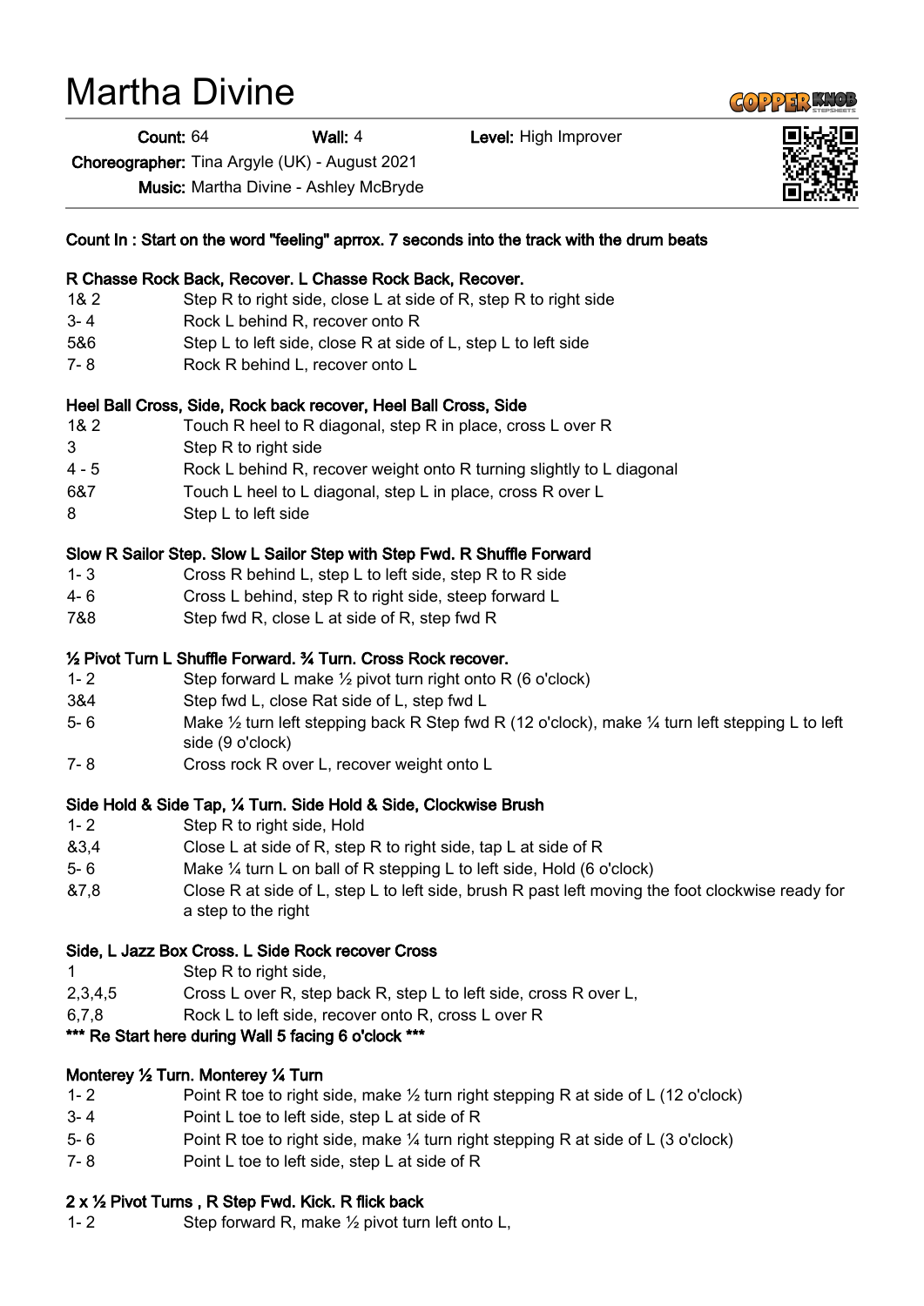# Martha Divine

**Count:** 64 **Wall:** 4 **Level:** High Improver

**Choreographer:** Tina Argyle (UK) - August 2021

**Music:** Martha Divine - Ashley McBryde

**Count In : Start on the word "feeling" aprrox. 7 seconds into the track with the drum beats**

**R Chasse Rock Back, Recover. L Chasse Rock Back, Recover.**

| | |
|---|---|
| 1& 2 | Step R to right side, close L at side of R, step R to right side |
| 3- 4 | Rock L behind R, recover onto R |
| 5&6 | Step L to left side, close R at side of L, step L to left side |
| 7- 8 | Rock R behind L, recover onto L |

**Heel Ball Cross, Side, Rock back recover, Heel Ball Cross, Side**

| | |
|---|---|
| 1& 2 | Touch R heel to R diagonal, step R in place, cross L over R |
| 3 | Step R to right side |
| 4 - 5 | Rock L behind R, recover weight onto R turning slightly to L diagonal |
| 6&7 | Touch L heel to L diagonal, step L in place, cross R over L |
| 8 | Step L to left side |

**Slow R Sailor Step. Slow L Sailor Step with Step Fwd. R Shuffle Forward**

| | |
|---|---|
| 1- 3 | Cross R behind L, step L to left side, step R to R side |
| 4- 6 | Cross L behind, step R to right side, steep forward L |
| 7&8 | Step fwd R, close L at side of R, step fwd R |

**½ Pivot Turn L Shuffle Forward. ¾ Turn. Cross Rock recover.**

| | |
|---|---|
| 1- 2 | Step forward L make ½ pivot turn right onto R (6 o'clock) |
| 3&4 | Step fwd L, close Rat side of L, step fwd L |
| 5- 6 | Make ½ turn left stepping back R Step fwd R (12 o'clock), make ¼ turn left stepping L to left side (9 o'clock) |
| 7- 8 | Cross rock R over L, recover weight onto L |

**Side Hold & Side Tap, ¼ Turn. Side Hold & Side, Clockwise Brush**

| | |
|---|---|
| 1- 2 | Step R to right side, Hold |
| &3,4 | Close L at side of R, step R to right side, tap L at side of R |
| 5- 6 | Make ¼ turn L on ball of R stepping L to left side, Hold (6 o'clock) |
| &7,8 | Close R at side of L, step L to left side, brush R past left moving the foot clockwise ready for a step to the right |

**Side, L Jazz Box Cross. L Side Rock recover Cross**

| | |
|---|---|
| 1 | Step R to right side, |
| 2,3,4,5 | Cross L over R, step back R, step L to left side, cross R over L, |
| 6,7,8 | Rock L to left side, recover onto R, cross L over R |

**\*\*\* Re Start here during Wall 5 facing 6 o'clock \*\*\***

**Monterey ½ Turn. Monterey ¼ Turn**

| | |
|---|---|
| 1- 2 | Point R toe to right side, make ½ turn right stepping R at side of L (12 o'clock) |
| 3- 4 | Point L toe to left side, step L at side of R |
| 5- 6 | Point R toe to right side, make ¼ turn right stepping R at side of L (3 o'clock) |
| 7- 8 | Point L toe to left side, step L at side of R |

**2 x ½ Pivot Turns , R Step Fwd. Kick. R flick back**

| | |
|---|---|
| 1- 2 | Step forward R, make ½ pivot turn left onto L, |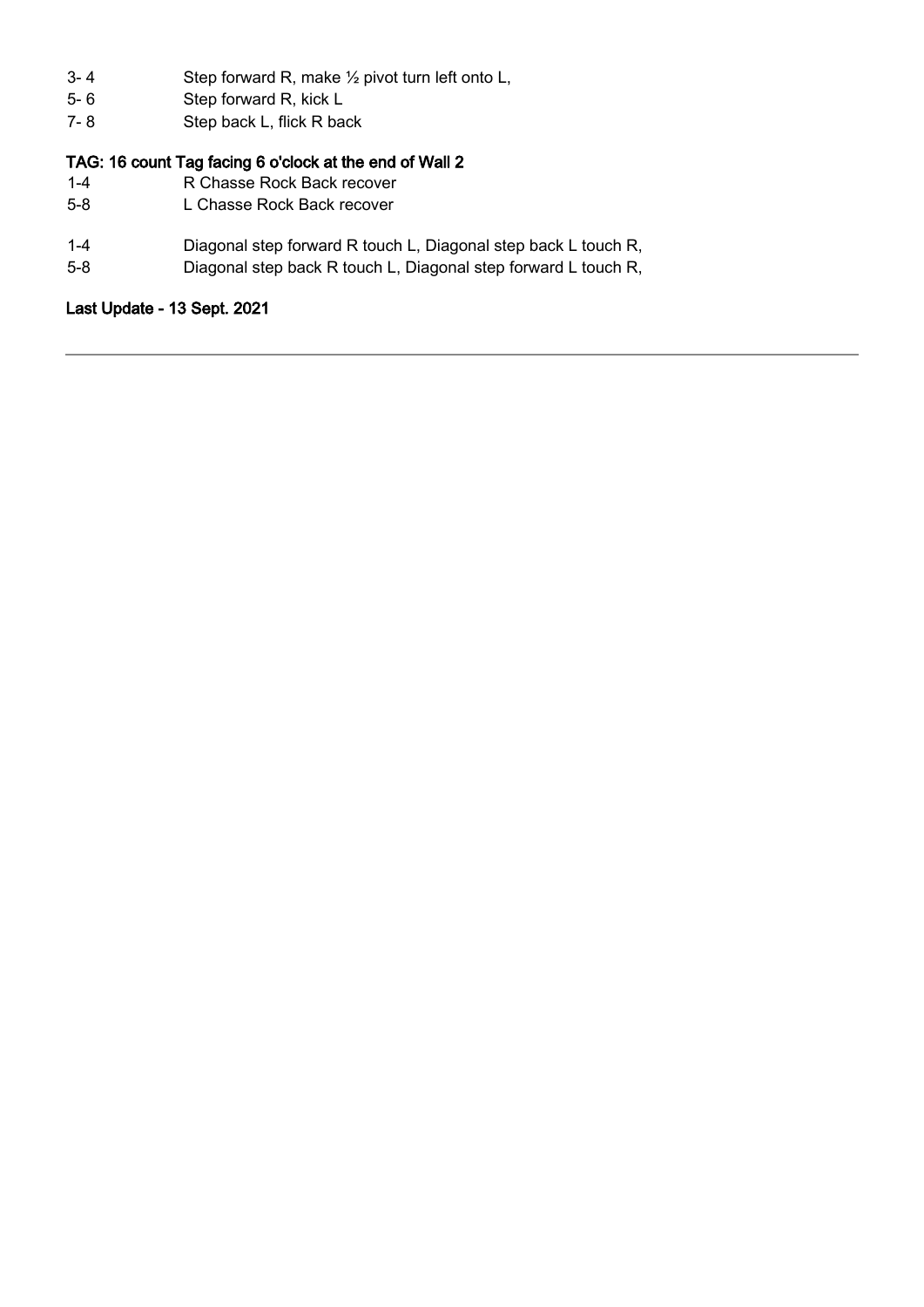3- 4 Step forward R, make ½ pivot turn left onto L,
5- 6 Step forward R, kick L
7- 8 Step back L, flick R back

**TAG: 16 count Tag facing 6 o'clock at the end of Wall 2**

1-4 R Chasse Rock Back recover
5-8 L Chasse Rock Back recover

1-4 Diagonal step forward R touch L, Diagonal step back L touch R,
5-8 Diagonal step back R touch L, Diagonal step forward L touch R,

**Last Update - 13 Sept. 2021**

---